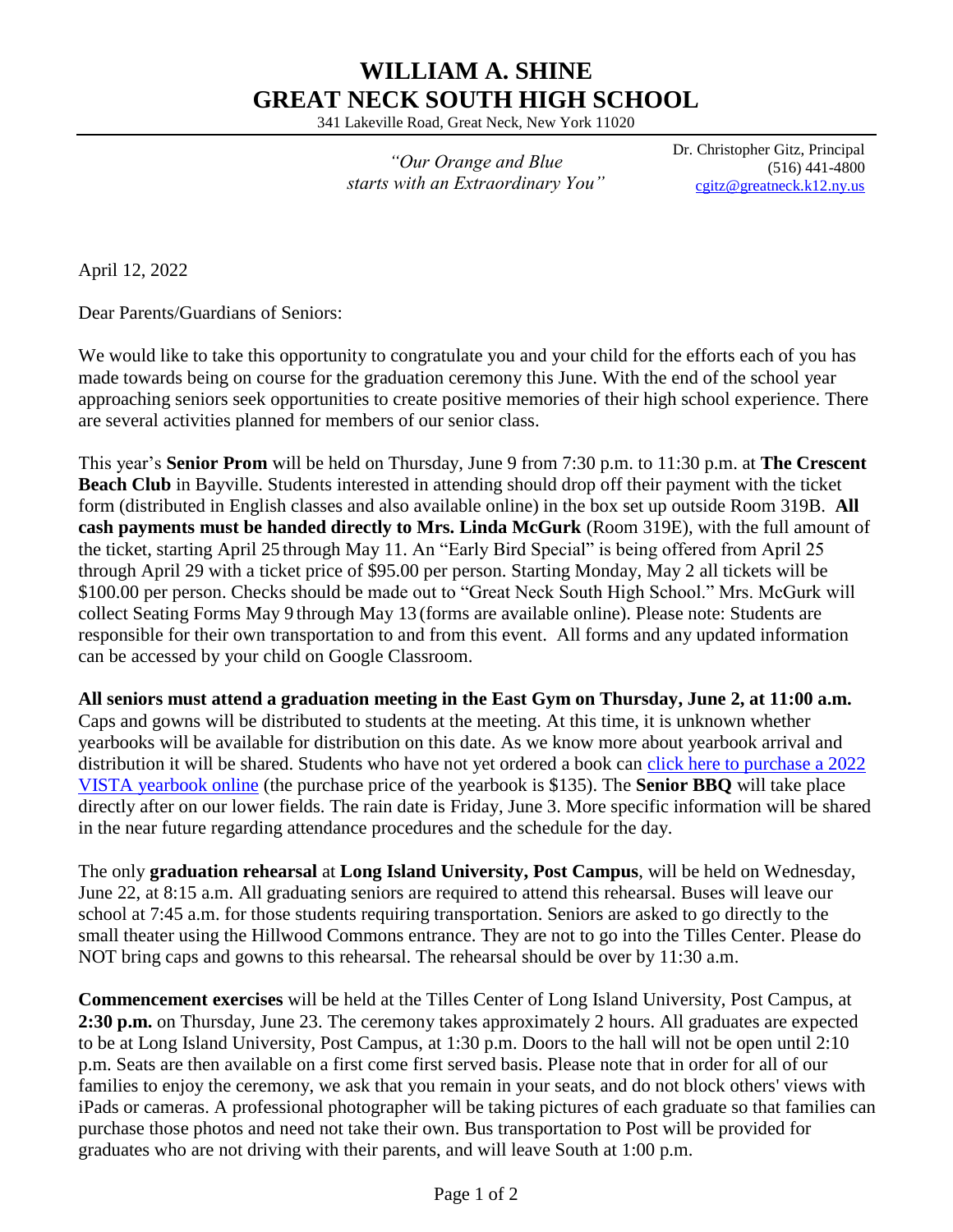# WILLIAM A. SHINE
# GREAT NECK SOUTH HIGH SCHOOL

341 Lakeville Road, Great Neck, New York 11020

*"Our Orange and Blue*
*starts with an Extraordinary You"*

Dr. Christopher Gitz, Principal
(516) 441-4800
cgitz@greatneck.k12.ny.us

April 12, 2022

Dear Parents/Guardians of Seniors:

We would like to take this opportunity to congratulate you and your child for the efforts each of you has made towards being on course for the graduation ceremony this June. With the end of the school year approaching seniors seek opportunities to create positive memories of their high school experience. There are several activities planned for members of our senior class.

This year's **Senior Prom** will be held on Thursday, June 9 from 7:30 p.m. to 11:30 p.m. at **The Crescent Beach Club** in Bayville. Students interested in attending should drop off their payment with the ticket form (distributed in English classes and also available online) in the box set up outside Room 319B. **All cash payments must be handed directly to Mrs. Linda McGurk** (Room 319E), with the full amount of the ticket, starting April 25 through May 11. An "Early Bird Special" is being offered from April 25 through April 29 with a ticket price of $95.00 per person. Starting Monday, May 2 all tickets will be $100.00 per person. Checks should be made out to "Great Neck South High School." Mrs. McGurk will collect Seating Forms May 9 through May 13 (forms are available online). Please note: Students are responsible for their own transportation to and from this event. All forms and any updated information can be accessed by your child on Google Classroom.

**All seniors must attend a graduation meeting in the East Gym on Thursday, June 2, at 11:00 a.m.** Caps and gowns will be distributed to students at the meeting. At this time, it is unknown whether yearbooks will be available for distribution on this date. As we know more about yearbook arrival and distribution it will be shared. Students who have not yet ordered a book can click here to purchase a 2022 VISTA yearbook online (the purchase price of the yearbook is $135). The **Senior BBQ** will take place directly after on our lower fields. The rain date is Friday, June 3. More specific information will be shared in the near future regarding attendance procedures and the schedule for the day.

The only **graduation rehearsal** at **Long Island University, Post Campus**, will be held on Wednesday, June 22, at 8:15 a.m. All graduating seniors are required to attend this rehearsal. Buses will leave our school at 7:45 a.m. for those students requiring transportation. Seniors are asked to go directly to the small theater using the Hillwood Commons entrance. They are not to go into the Tilles Center. Please do NOT bring caps and gowns to this rehearsal. The rehearsal should be over by 11:30 a.m.

**Commencement exercises** will be held at the Tilles Center of Long Island University, Post Campus, at **2:30 p.m.** on Thursday, June 23. The ceremony takes approximately 2 hours. All graduates are expected to be at Long Island University, Post Campus, at 1:30 p.m. Doors to the hall will not be open until 2:10 p.m. Seats are then available on a first come first served basis. Please note that in order for all of our families to enjoy the ceremony, we ask that you remain in your seats, and do not block others' views with iPads or cameras. A professional photographer will be taking pictures of each graduate so that families can purchase those photos and need not take their own. Bus transportation to Post will be provided for graduates who are not driving with their parents, and will leave South at 1:00 p.m.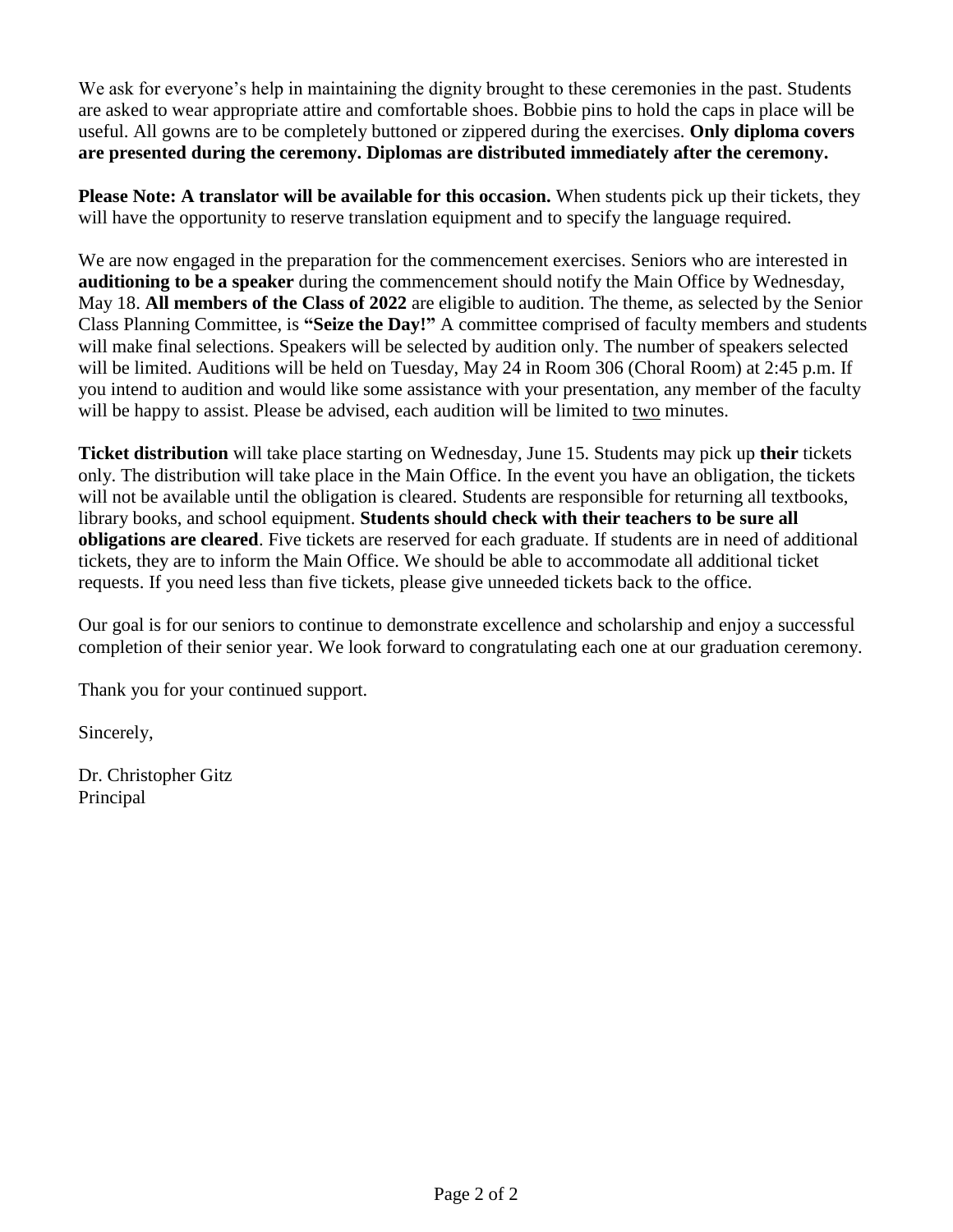We ask for everyone's help in maintaining the dignity brought to these ceremonies in the past. Students are asked to wear appropriate attire and comfortable shoes. Bobbie pins to hold the caps in place will be useful. All gowns are to be completely buttoned or zippered during the exercises. **Only diploma covers are presented during the ceremony. Diplomas are distributed immediately after the ceremony.**

**Please Note: A translator will be available for this occasion.** When students pick up their tickets, they will have the opportunity to reserve translation equipment and to specify the language required.

We are now engaged in the preparation for the commencement exercises. Seniors who are interested in **auditioning to be a speaker** during the commencement should notify the Main Office by Wednesday, May 18. **All members of the Class of 2022** are eligible to audition. The theme, as selected by the Senior Class Planning Committee, is **"Seize the Day!"** A committee comprised of faculty members and students will make final selections. Speakers will be selected by audition only. The number of speakers selected will be limited. Auditions will be held on Tuesday, May 24 in Room 306 (Choral Room) at 2:45 p.m. If you intend to audition and would like some assistance with your presentation, any member of the faculty will be happy to assist. Please be advised, each audition will be limited to <u>two</u> minutes.

**Ticket distribution** will take place starting on Wednesday, June 15. Students may pick up **their** tickets only. The distribution will take place in the Main Office. In the event you have an obligation, the tickets will not be available until the obligation is cleared. Students are responsible for returning all textbooks, library books, and school equipment. **Students should check with their teachers to be sure all obligations are cleared**. Five tickets are reserved for each graduate. If students are in need of additional tickets, they are to inform the Main Office. We should be able to accommodate all additional ticket requests. If you need less than five tickets, please give unneeded tickets back to the office.

Our goal is for our seniors to continue to demonstrate excellence and scholarship and enjoy a successful completion of their senior year. We look forward to congratulating each one at our graduation ceremony.

Thank you for your continued support.

Sincerely,

Dr. Christopher Gitz
Principal